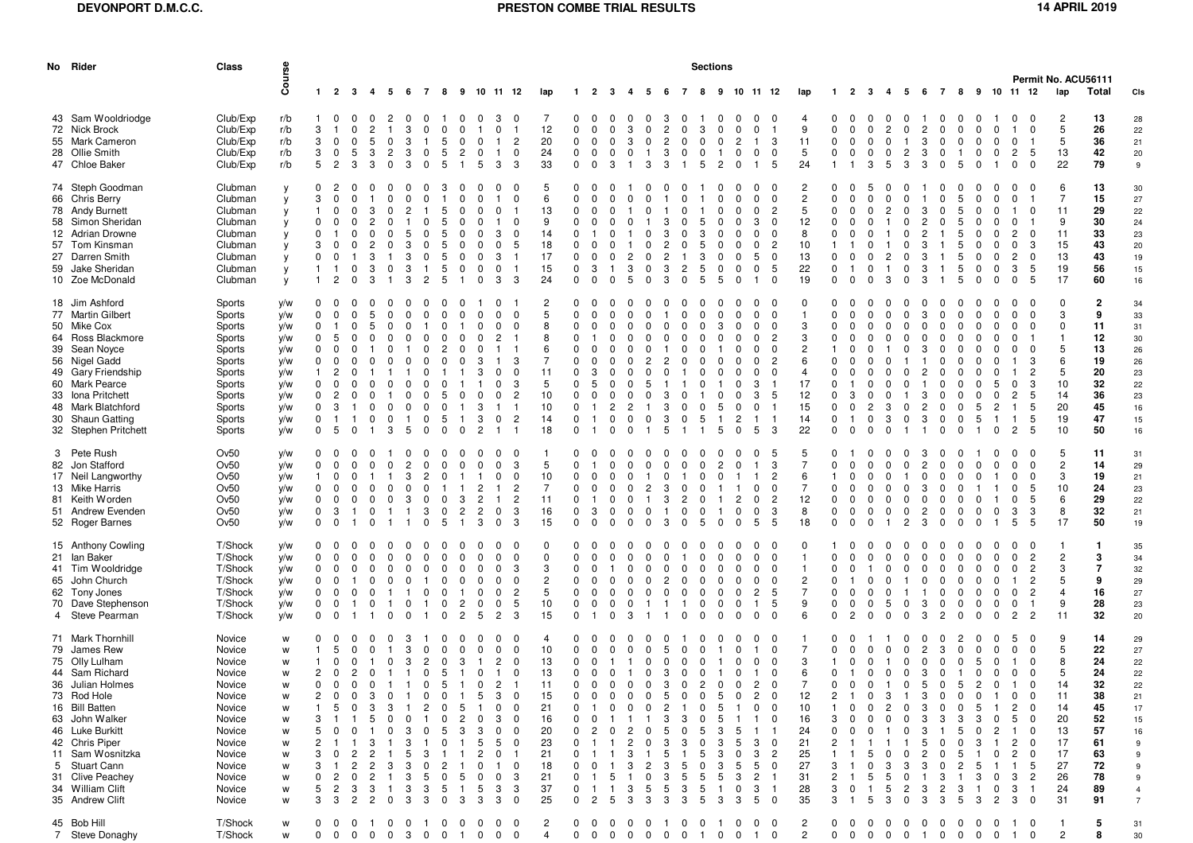**DEVONPORT D.M.C.C.** **PRESTON COMBE TRIAL RESULTS** **14 APRIL 2019**

Permit No. ACU56111

| No | Rider | Class | Course | 1 | 2 | 3 | 4 | 5 | 6 | 7 | 8 | 9 | 10 | 11 | 12 | lap | 1 | 2 | 3 | 4 | 5 | 6 | 7 | 8 | 9 | 10 | 11 | 12 | lap | 1 | 2 | 3 | 4 | 5 | 6 | 7 | 8 | 9 | 10 | 11 | 12 | lap | Total | Cls |
|---|---|---|---|---|---|---|---|---|---|---|---|---|---|---|---|---|---|---|---|---|---|---|---|---|---|---|---|---|---|---|---|---|---|---|---|---|---|---|---|---|---|---|---|---|
| 43 | Sam Wooldriodge | Club/Exp | r/b | 1 | 0 | 0 | 0 | 2 | 0 | 0 | 1 | 0 | 0 | 3 | 0 | 7 | 0 | 0 | 0 | 0 | 0 | 3 | 0 | 1 | 0 | 0 | 0 | 0 | 4 | 0 | 0 | 0 | 0 | 0 | 1 | 0 | 0 | 0 | 1 | 0 | 0 | 2 | 13 | 28 |
| 72 | Nick Brock | Club/Exp | r/b | 3 | 1 | 0 | 2 | 1 | 3 | 0 | 0 | 0 | 1 | 0 | 1 | 12 | 0 | 0 | 0 | 3 | 0 | 2 | 0 | 3 | 0 | 0 | 0 | 1 | 9 | 0 | 0 | 0 | 2 | 0 | 2 | 0 | 0 | 0 | 0 | 1 | 0 | 5 | 26 | 22 |
| 55 | Mark Cameron | Club/Exp | r/b | 3 | 0 | 0 | 5 | 0 | 3 | 1 | 5 | 0 | 0 | 1 | 2 | 20 | 0 | 0 | 0 | 3 | 0 | 2 | 0 | 0 | 0 | 2 | 1 | 3 | 11 | 0 | 0 | 0 | 0 | 1 | 3 | 0 | 0 | 0 | 0 | 0 | 1 | 5 | 36 | 21 |
| 28 | Ollie Smith | Club/Exp | r/b | 3 | 0 | 5 | 3 | 2 | 3 | 0 | 5 | 2 | 0 | 1 | 0 | 24 | 0 | 0 | 0 | 0 | 1 | 3 | 0 | 0 | 1 | 0 | 0 | 0 | 5 | 0 | 0 | 0 | 0 | 2 | 3 | 0 | 1 | 0 | 0 | 2 | 5 | 13 | 42 | 20 |
| 47 | Chloe Baker | Club/Exp | r/b | 5 | 2 | 3 | 3 | 0 | 3 | 0 | 5 | 1 | 5 | 3 | 3 | 33 | 0 | 0 | 3 | 1 | 3 | 3 | 1 | 5 | 2 | 0 | 1 | 5 | 24 | 1 | 1 | 3 | 5 | 3 | 3 | 0 | 5 | 0 | 1 | 0 | 0 | 22 | 79 | 9 |
| 74 | Steph Goodman | Clubman | y | 0 | 2 | 0 | 0 | 0 | 0 | 0 | 3 | 0 | 0 | 0 | 0 | 5 | 0 | 0 | 0 | 1 | 0 | 0 | 0 | 1 | 0 | 0 | 0 | 0 | 2 | 0 | 0 | 5 | 0 | 0 | 1 | 0 | 0 | 0 | 0 | 0 | 0 | 6 | 13 | 30 |
| 66 | Chris Berry | Clubman | y | 3 | 0 | 0 | 1 | 0 | 0 | 0 | 1 | 0 | 0 | 1 | 0 | 6 | 0 | 0 | 0 | 0 | 0 | 1 | 0 | 1 | 0 | 0 | 0 | 0 | 2 | 0 | 0 | 0 | 0 | 0 | 1 | 0 | 5 | 0 | 0 | 0 | 1 | 7 | 15 | 27 |
| 78 | Andy Burnett | Clubman | y | 1 | 0 | 0 | 3 | 0 | 2 | 1 | 5 | 0 | 0 | 0 | 1 | 13 | 0 | 0 | 0 | 1 | 0 | 1 | 0 | 1 | 0 | 0 | 0 | 2 | 5 | 0 | 0 | 0 | 2 | 0 | 3 | 0 | 5 | 0 | 0 | 1 | 0 | 11 | 29 | 22 |
| 58 | Simon Sheridan | Clubman | y | 0 | 0 | 0 | 2 | 0 | 1 | 0 | 5 | 0 | 0 | 1 | 0 | 9 | 0 | 0 | 0 | 0 | 1 | 3 | 0 | 5 | 0 | 0 | 3 | 0 | 12 | 0 | 0 | 0 | 1 | 0 | 2 | 0 | 5 | 0 | 0 | 0 | 1 | 9 | 30 | 24 |
| 12 | Adrian Drowne | Clubman | y | 0 | 1 | 0 | 0 | 0 | 5 | 0 | 5 | 0 | 0 | 3 | 0 | 14 | 0 | 1 | 0 | 1 | 0 | 3 | 0 | 3 | 0 | 0 | 0 | 0 | 8 | 0 | 0 | 0 | 1 | 0 | 2 | 1 | 5 | 0 | 0 | 2 | 0 | 11 | 33 | 23 |
| 57 | Tom Kinsman | Clubman | y | 3 | 0 | 0 | 2 | 0 | 3 | 0 | 5 | 0 | 0 | 0 | 5 | 18 | 0 | 0 | 0 | 1 | 0 | 2 | 0 | 5 | 0 | 0 | 0 | 2 | 10 | 1 | 1 | 0 | 1 | 0 | 3 | 1 | 5 | 0 | 0 | 0 | 3 | 15 | 43 | 20 |
| 27 | Darren Smith | Clubman | y | 0 | 0 | 1 | 3 | 1 | 3 | 0 | 5 | 0 | 0 | 3 | 1 | 17 | 0 | 0 | 0 | 2 | 0 | 2 | 1 | 3 | 0 | 0 | 5 | 0 | 13 | 0 | 0 | 0 | 2 | 0 | 3 | 1 | 5 | 0 | 0 | 2 | 0 | 13 | 43 | 19 |
| 59 | Jake Sheridan | Clubman | y | 1 | 1 | 0 | 3 | 0 | 3 | 1 | 5 | 0 | 0 | 0 | 1 | 15 | 0 | 3 | 1 | 3 | 0 | 3 | 2 | 5 | 0 | 0 | 0 | 5 | 22 | 0 | 1 | 0 | 1 | 0 | 3 | 1 | 5 | 0 | 0 | 3 | 5 | 19 | 56 | 15 |
| 10 | Zoe McDonald | Clubman | y | 1 | 2 | 0 | 3 | 1 | 3 | 2 | 5 | 1 | 0 | 3 | 3 | 24 | 0 | 0 | 0 | 5 | 0 | 3 | 0 | 5 | 5 | 0 | 1 | 0 | 19 | 0 | 0 | 0 | 3 | 0 | 3 | 1 | 5 | 0 | 0 | 0 | 5 | 17 | 60 | 16 |
| 18 | Jim Ashford | Sports | y/w | 0 | 0 | 0 | 0 | 0 | 0 | 0 | 0 | 0 | 1 | 0 | 1 | 2 | 0 | 0 | 0 | 0 | 0 | 0 | 0 | 0 | 0 | 0 | 0 | 0 | 0 | 0 | 0 | 0 | 0 | 0 | 0 | 0 | 0 | 0 | 0 | 0 | 0 | 0 | 2 | 34 |
| 77 | Martin Gilbert | Sports | y/w | 0 | 0 | 0 | 5 | 0 | 0 | 0 | 0 | 0 | 0 | 0 | 0 | 5 | 0 | 0 | 0 | 0 | 0 | 1 | 0 | 0 | 0 | 0 | 0 | 0 | 1 | 0 | 0 | 0 | 0 | 0 | 3 | 0 | 0 | 0 | 0 | 0 | 0 | 3 | 9 | 33 |
| 50 | Mike Cox | Sports | y/w | 0 | 1 | 0 | 5 | 0 | 0 | 1 | 0 | 1 | 0 | 0 | 0 | 8 | 0 | 0 | 0 | 0 | 0 | 0 | 0 | 0 | 3 | 0 | 0 | 0 | 3 | 0 | 0 | 0 | 0 | 0 | 0 | 0 | 0 | 0 | 0 | 0 | 0 | 0 | 11 | 31 |
| 64 | Ross Blackmore | Sports | y/w | 0 | 5 | 0 | 0 | 0 | 0 | 0 | 0 | 0 | 0 | 2 | 1 | 8 | 0 | 1 | 0 | 0 | 0 | 0 | 0 | 0 | 0 | 0 | 0 | 2 | 3 | 0 | 0 | 0 | 0 | 0 | 0 | 0 | 0 | 0 | 0 | 0 | 1 | 1 | 12 | 30 |
| 39 | Sean Noyce | Sports | y/w | 0 | 0 | 0 | 1 | 0 | 1 | 0 | 2 | 0 | 0 | 1 | 1 | 6 | 0 | 0 | 0 | 0 | 0 | 1 | 0 | 0 | 1 | 0 | 0 | 0 | 2 | 1 | 0 | 0 | 1 | 0 | 3 | 0 | 0 | 0 | 0 | 0 | 0 | 5 | 13 | 26 |
| 56 | Nigel Gadd | Sports | y/w | 0 | 0 | 0 | 0 | 0 | 0 | 0 | 0 | 0 | 3 | 1 | 3 | 7 | 0 | 0 | 0 | 0 | 2 | 2 | 0 | 0 | 0 | 0 | 0 | 2 | 6 | 0 | 0 | 0 | 0 | 1 | 1 | 0 | 0 | 0 | 0 | 1 | 3 | 6 | 19 | 26 |
| 49 | Gary Friendship | Sports | y/w | 1 | 2 | 0 | 1 | 1 | 1 | 0 | 1 | 1 | 3 | 0 | 0 | 11 | 0 | 3 | 0 | 0 | 0 | 0 | 1 | 0 | 0 | 0 | 0 | 0 | 4 | 0 | 0 | 0 | 0 | 0 | 2 | 0 | 0 | 0 | 0 | 1 | 2 | 5 | 20 | 23 |
| 60 | Mark Pearce | Sports | y/w | 0 | 0 | 0 | 0 | 0 | 0 | 0 | 0 | 1 | 1 | 0 | 3 | 5 | 0 | 5 | 0 | 0 | 5 | 1 | 1 | 0 | 1 | 0 | 3 | 1 | 17 | 0 | 1 | 0 | 0 | 0 | 1 | 0 | 0 | 0 | 5 | 0 | 3 | 10 | 32 | 22 |
| 33 | Iona Pritchett | Sports | y/w | 0 | 2 | 0 | 0 | 1 | 0 | 0 | 5 | 0 | 0 | 0 | 2 | 10 | 0 | 0 | 0 | 0 | 0 | 3 | 0 | 1 | 0 | 0 | 3 | 5 | 12 | 0 | 3 | 0 | 0 | 1 | 3 | 0 | 0 | 0 | 0 | 2 | 5 | 14 | 36 | 23 |
| 48 | Mark Blatchford | Sports | y/w | 0 | 3 | 1 | 0 | 0 | 0 | 0 | 0 | 1 | 3 | 1 | 1 | 10 | 0 | 1 | 2 | 2 | 1 | 3 | 0 | 0 | 5 | 0 | 0 | 1 | 15 | 0 | 0 | 2 | 3 | 0 | 2 | 0 | 0 | 5 | 2 | 1 | 5 | 20 | 45 | 16 |
| 30 | Shaun Gatting | Sports | y/w | 0 | 1 | 1 | 0 | 0 | 1 | 0 | 5 | 1 | 3 | 0 | 2 | 14 | 0 | 1 | 0 | 0 | 0 | 3 | 0 | 5 | 1 | 2 | 1 | 1 | 14 | 0 | 1 | 0 | 3 | 0 | 3 | 0 | 0 | 5 | 1 | 1 | 5 | 19 | 47 | 15 |
| 32 | Stephen Pritchett | Sports | y/w | 0 | 5 | 0 | 1 | 3 | 5 | 0 | 0 | 0 | 2 | 1 | 1 | 18 | 0 | 1 | 0 | 0 | 1 | 5 | 1 | 1 | 5 | 0 | 5 | 3 | 22 | 0 | 0 | 0 | 0 | 1 | 1 | 0 | 0 | 1 | 0 | 2 | 5 | 10 | 50 | 16 |
| 3 | Pete Rush | Ov50 | y/w | 0 | 0 | 0 | 0 | 1 | 0 | 0 | 0 | 0 | 0 | 0 | 0 | 1 | 0 | 0 | 0 | 0 | 0 | 0 | 0 | 0 | 0 | 0 | 0 | 5 | 5 | 0 | 1 | 0 | 0 | 0 | 3 | 0 | 0 | 1 | 0 | 0 | 0 | 5 | 11 | 31 |
| 82 | Jon Stafford | Ov50 | y/w | 0 | 0 | 0 | 0 | 0 | 2 | 0 | 0 | 0 | 0 | 0 | 3 | 5 | 0 | 1 | 0 | 0 | 0 | 0 | 0 | 0 | 2 | 0 | 1 | 3 | 7 | 0 | 0 | 0 | 0 | 0 | 2 | 0 | 0 | 0 | 0 | 0 | 0 | 2 | 14 | 29 |
| 17 | Neil Langworthy | Ov50 | y/w | 1 | 0 | 0 | 1 | 1 | 3 | 2 | 0 | 1 | 1 | 0 | 0 | 10 | 0 | 0 | 0 | 0 | 1 | 0 | 1 | 0 | 0 | 1 | 1 | 2 | 6 | 1 | 0 | 0 | 0 | 1 | 0 | 0 | 0 | 0 | 1 | 0 | 0 | 3 | 19 | 21 |
| 13 | Mike Harris | Ov50 | y/w | 0 | 0 | 0 | 0 | 0 | 0 | 0 | 1 | 1 | 2 | 1 | 2 | 7 | 0 | 0 | 0 | 0 | 2 | 3 | 0 | 0 | 1 | 1 | 0 | 0 | 7 | 0 | 0 | 0 | 0 | 0 | 3 | 0 | 0 | 1 | 1 | 0 | 5 | 10 | 24 | 23 |
| 81 | Keith Worden | Ov50 | y/w | 0 | 0 | 0 | 0 | 0 | 3 | 0 | 0 | 3 | 2 | 1 | 2 | 11 | 0 | 1 | 0 | 0 | 1 | 3 | 2 | 0 | 1 | 2 | 0 | 2 | 12 | 0 | 0 | 0 | 0 | 0 | 0 | 0 | 0 | 0 | 1 | 0 | 5 | 6 | 29 | 22 |
| 51 | Andrew Evenden | Ov50 | y/w | 0 | 3 | 1 | 0 | 1 | 1 | 3 | 0 | 2 | 2 | 0 | 3 | 16 | 0 | 3 | 0 | 0 | 0 | 1 | 0 | 0 | 1 | 0 | 0 | 3 | 8 | 0 | 0 | 0 | 0 | 0 | 2 | 0 | 0 | 0 | 0 | 3 | 3 | 8 | 32 | 21 |
| 52 | Roger Barnes | Ov50 | y/w | 0 | 0 | 1 | 0 | 1 | 1 | 0 | 5 | 1 | 3 | 0 | 3 | 15 | 0 | 0 | 0 | 0 | 0 | 3 | 0 | 5 | 0 | 0 | 5 | 5 | 18 | 0 | 0 | 0 | 1 | 2 | 3 | 0 | 0 | 0 | 1 | 5 | 5 | 17 | 50 | 19 |
| 15 | Anthony Cowling | T/Shock | y/w | 0 | 0 | 0 | 0 | 0 | 0 | 0 | 0 | 0 | 0 | 0 | 0 | 0 | 0 | 0 | 0 | 0 | 0 | 0 | 0 | 0 | 0 | 0 | 0 | 0 | 0 | 1 | 0 | 0 | 0 | 0 | 0 | 0 | 0 | 0 | 0 | 0 | 0 | 1 | 1 | 35 |
| 21 | Ian Baker | T/Shock | y/w | 0 | 0 | 0 | 0 | 0 | 0 | 0 | 0 | 0 | 0 | 0 | 0 | 0 | 0 | 0 | 0 | 0 | 0 | 0 | 1 | 0 | 0 | 0 | 0 | 0 | 1 | 0 | 0 | 0 | 0 | 0 | 0 | 0 | 0 | 0 | 0 | 0 | 2 | 2 | 3 | 34 |
| 41 | Tim Wooldridge | T/Shock | y/w | 0 | 0 | 0 | 0 | 0 | 0 | 0 | 0 | 0 | 0 | 0 | 3 | 3 | 0 | 0 | 1 | 0 | 0 | 0 | 0 | 0 | 0 | 0 | 0 | 0 | 1 | 0 | 0 | 1 | 0 | 0 | 0 | 0 | 0 | 0 | 0 | 0 | 2 | 3 | 7 | 32 |
| 65 | John Church | T/Shock | y/w | 0 | 0 | 1 | 0 | 0 | 0 | 1 | 0 | 0 | 0 | 0 | 0 | 2 | 0 | 0 | 0 | 0 | 0 | 2 | 0 | 0 | 0 | 0 | 0 | 0 | 2 | 0 | 1 | 0 | 0 | 1 | 0 | 0 | 0 | 0 | 0 | 1 | 2 | 5 | 9 | 29 |
| 62 | Tony Jones | T/Shock | y/w | 0 | 0 | 0 | 0 | 1 | 1 | 0 | 0 | 1 | 0 | 0 | 2 | 5 | 0 | 0 | 0 | 0 | 0 | 0 | 0 | 0 | 0 | 0 | 2 | 5 | 7 | 0 | 0 | 0 | 0 | 1 | 1 | 0 | 0 | 0 | 0 | 0 | 2 | 4 | 16 | 27 |
| 70 | Dave Stephenson | T/Shock | y/w | 0 | 0 | 1 | 0 | 1 | 0 | 1 | 0 | 2 | 0 | 0 | 5 | 10 | 0 | 0 | 0 | 0 | 1 | 1 | 1 | 0 | 0 | 0 | 1 | 5 | 9 | 0 | 0 | 0 | 5 | 0 | 3 | 0 | 0 | 0 | 0 | 0 | 1 | 9 | 28 | 23 |
| 4 | Steve Pearman | T/Shock | y/w | 0 | 0 | 1 | 1 | 0 | 0 | 1 | 0 | 2 | 5 | 2 | 3 | 15 | 0 | 1 | 0 | 3 | 1 | 1 | 0 | 0 | 0 | 0 | 0 | 0 | 6 | 0 | 2 | 0 | 0 | 0 | 3 | 2 | 0 | 0 | 0 | 2 | 2 | 11 | 32 | 20 |
| 71 | Mark Thornhill | Novice | w | 0 | 0 | 0 | 0 | 0 | 3 | 1 | 0 | 0 | 0 | 0 | 0 | 4 | 0 | 0 | 0 | 0 | 0 | 0 | 1 | 0 | 0 | 0 | 0 | 0 | 1 | 0 | 0 | 1 | 1 | 0 | 0 | 0 | 2 | 0 | 0 | 5 | 0 | 9 | 14 | 29 |
| 79 | James Rew | Novice | w | 1 | 5 | 0 | 0 | 1 | 3 | 0 | 0 | 0 | 0 | 0 | 0 | 10 | 0 | 0 | 0 | 0 | 0 | 5 | 0 | 0 | 1 | 0 | 1 | 0 | 7 | 0 | 0 | 0 | 0 | 0 | 2 | 3 | 0 | 0 | 0 | 0 | 0 | 5 | 22 | 27 |
| 75 | Olly Lulham | Novice | w | 1 | 0 | 0 | 1 | 0 | 3 | 2 | 0 | 3 | 1 | 2 | 0 | 13 | 0 | 0 | 1 | 1 | 0 | 0 | 0 | 0 | 1 | 0 | 0 | 0 | 3 | 1 | 0 | 0 | 1 | 0 | 0 | 0 | 0 | 5 | 0 | 1 | 0 | 8 | 24 | 22 |
| 44 | Sam Richard | Novice | w | 2 | 0 | 2 | 0 | 1 | 1 | 0 | 5 | 1 | 0 | 1 | 0 | 13 | 0 | 0 | 0 | 1 | 0 | 3 | 0 | 0 | 1 | 0 | 1 | 0 | 6 | 0 | 0 | 1 | 0 | 0 | 3 | 0 | 1 | 0 | 0 | 0 | 0 | 5 | 24 | 22 |
| 36 | Julian Holmes | Novice | w | 0 | 0 | 0 | 0 | 1 | 1 | 0 | 5 | 1 | 0 | 2 | 1 | 11 | 0 | 0 | 0 | 0 | 0 | 3 | 0 | 2 | 0 | 0 | 2 | 0 | 7 | 0 | 0 | 0 | 1 | 0 | 5 | 0 | 5 | 2 | 0 | 1 | 0 | 14 | 32 | 22 |
| 73 | Rod Hole | Novice | w | 2 | 0 | 0 | 3 | 0 | 1 | 0 | 0 | 1 | 5 | 3 | 0 | 15 | 0 | 0 | 0 | 0 | 0 | 5 | 0 | 0 | 5 | 0 | 2 | 0 | 12 | 2 | 1 | 0 | 3 | 1 | 3 | 0 | 0 | 0 | 1 | 0 | 0 | 11 | 38 | 21 |
| 16 | Bill Batten | Novice | w | 1 | 5 | 0 | 3 | 3 | 1 | 2 | 0 | 5 | 1 | 0 | 0 | 21 | 0 | 1 | 0 | 0 | 0 | 2 | 1 | 0 | 5 | 1 | 0 | 0 | 10 | 1 | 0 | 0 | 2 | 0 | 3 | 0 | 0 | 5 | 1 | 2 | 0 | 14 | 45 | 17 |
| 63 | John Walker | Novice | w | 3 | 1 | 1 | 5 | 0 | 0 | 1 | 0 | 2 | 0 | 3 | 0 | 16 | 0 | 0 | 1 | 1 | 1 | 3 | 3 | 0 | 5 | 1 | 1 | 0 | 16 | 3 | 0 | 0 | 0 | 0 | 3 | 3 | 3 | 3 | 0 | 5 | 0 | 20 | 52 | 15 |
| 46 | Luke Burkitt | Novice | w | 5 | 0 | 0 | 1 | 0 | 3 | 0 | 5 | 3 | 3 | 0 | 0 | 20 | 0 | 2 | 0 | 2 | 0 | 5 | 0 | 5 | 3 | 5 | 1 | 1 | 24 | 0 | 0 | 0 | 1 | 0 | 3 | 1 | 5 | 0 | 2 | 1 | 0 | 13 | 57 | 16 |
| 42 | Chris Piper | Novice | w | 2 | 1 | 1 | 3 | 1 | 3 | 1 | 0 | 1 | 5 | 5 | 0 | 23 | 0 | 1 | 1 | 2 | 0 | 3 | 3 | 0 | 3 | 5 | 3 | 0 | 21 | 2 | 1 | 1 | 1 | 1 | 5 | 0 | 0 | 3 | 1 | 2 | 0 | 17 | 61 | 9 |
| 11 | Sam Wosnitzka | Novice | w | 3 | 0 | 2 | 2 | 1 | 5 | 3 | 1 | 1 | 2 | 0 | 1 | 21 | 0 | 1 | 1 | 3 | 1 | 5 | 1 | 5 | 3 | 0 | 3 | 2 | 25 | 1 | 1 | 5 | 0 | 0 | 2 | 0 | 5 | 1 | 0 | 2 | 0 | 17 | 63 | 9 |
| 5 | Stuart Cann | Novice | w | 3 | 1 | 2 | 2 | 3 | 3 | 0 | 2 | 1 | 0 | 1 | 0 | 18 | 0 | 0 | 1 | 3 | 2 | 3 | 5 | 0 | 3 | 5 | 5 | 0 | 27 | 3 | 1 | 0 | 3 | 3 | 3 | 0 | 2 | 5 | 1 | 1 | 5 | 27 | 72 | 9 |
| 31 | Clive Peachey | Novice | w | 0 | 2 | 0 | 2 | 1 | 3 | 5 | 0 | 5 | 0 | 0 | 3 | 21 | 0 | 1 | 5 | 1 | 0 | 3 | 5 | 5 | 5 | 3 | 2 | 1 | 31 | 2 | 1 | 5 | 5 | 0 | 1 | 3 | 1 | 3 | 0 | 3 | 2 | 26 | 78 | 9 |
| 34 | William Clift | Novice | w | 5 | 2 | 3 | 3 | 1 | 3 | 3 | 5 | 1 | 5 | 3 | 3 | 37 | 0 | 1 | 1 | 3 | 5 | 5 | 3 | 5 | 1 | 0 | 3 | 1 | 28 | 3 | 0 | 1 | 5 | 2 | 3 | 2 | 3 | 1 | 0 | 3 | 1 | 24 | 89 | 4 |
| 35 | Andrew Clift | Novice | w | 3 | 3 | 2 | 2 | 0 | 3 | 3 | 0 | 3 | 3 | 3 | 0 | 25 | 0 | 2 | 5 | 3 | 3 | 3 | 3 | 5 | 3 | 3 | 5 | 0 | 35 | 3 | 1 | 5 | 3 | 0 | 3 | 3 | 5 | 3 | 2 | 3 | 0 | 31 | 91 | 7 |
| 45 | Bob Hill | T/Shock | w | 0 | 0 | 0 | 1 | 0 | 0 | 1 | 0 | 0 | 0 | 0 | 0 | 2 | 0 | 0 | 0 | 0 | 0 | 1 | 0 | 0 | 1 | 0 | 0 | 0 | 2 | 0 | 0 | 0 | 0 | 0 | 0 | 0 | 0 | 0 | 0 | 1 | 0 | 1 | 5 | 31 |
| 7 | Steve Donaghy | T/Shock | w | 0 | 0 | 0 | 0 | 0 | 3 | 0 | 0 | 1 | 0 | 0 | 0 | 4 | 0 | 0 | 0 | 0 | 0 | 0 | 0 | 1 | 0 | 0 | 1 | 0 | 2 | 0 | 0 | 0 | 0 | 0 | 1 | 0 | 0 | 0 | 0 | 1 | 0 | 2 | 8 | 30 |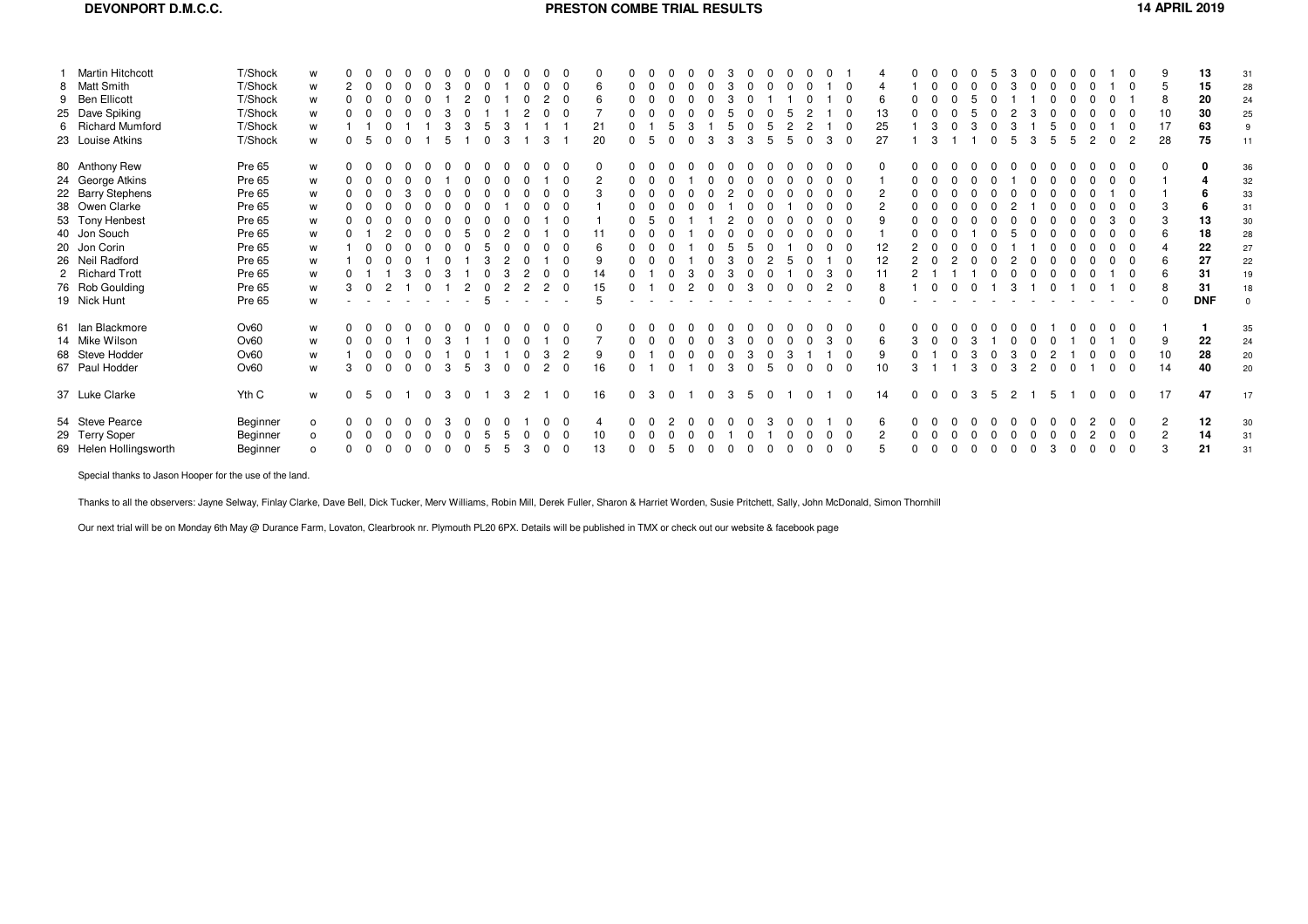| | | | | | | | | | | | | | | | | | | | | | | | | | | | | | | | | | | | | | | | | | | | | |
|---|---|---|---|---|---|---|---|---|---|---|---|---|---|---|---|---|---|---|---|---|---|---|---|---|---|---|---|---|---|---|---|---|---|---|---|---|---|---|---|---|---|---|---|---|
| 1 | Martin Hitchcott | T/Shock | w | 0 | 0 | 0 | 0 | 0 | 0 | 0 | 0 | 0 | 0 | 0 | 0 | 0 | 0 | 0 | 0 | 0 | 0 | 3 | 0 | 0 | 0 | 0 | 0 | 1 | 4 | 0 | 0 | 0 | 0 | 5 | 3 | 0 | 0 | 0 | 0 | 1 | 0 | 9 | **13** | 31 |
| 8 | Matt Smith | T/Shock | w | 2 | 0 | 0 | 0 | 0 | 3 | 0 | 0 | 1 | 0 | 0 | 0 | 6 | 0 | 0 | 0 | 0 | 0 | 3 | 0 | 0 | 0 | 0 | 1 | 0 | 4 | 1 | 0 | 0 | 0 | 0 | 3 | 0 | 0 | 0 | 0 | 1 | 0 | 5 | **15** | 28 |
| 9 | Ben Ellicott | T/Shock | w | 0 | 0 | 0 | 0 | 0 | 1 | 2 | 0 | 1 | 0 | 2 | 0 | 6 | 0 | 0 | 0 | 0 | 0 | 3 | 0 | 1 | 1 | 0 | 1 | 0 | 6 | 0 | 0 | 0 | 5 | 0 | 1 | 1 | 0 | 0 | 0 | 0 | 1 | 8 | **20** | 24 |
| 25 | Dave Spiking | T/Shock | w | 0 | 0 | 0 | 0 | 0 | 3 | 0 | 1 | 1 | 2 | 0 | 0 | 7 | 0 | 0 | 0 | 0 | 0 | 5 | 0 | 0 | 5 | 2 | 1 | 0 | 13 | 0 | 0 | 0 | 5 | 0 | 2 | 3 | 0 | 0 | 0 | 0 | 0 | 10 | **30** | 25 |
| 6 | Richard Mumford | T/Shock | w | 1 | 1 | 0 | 1 | 1 | 3 | 3 | 5 | 3 | 1 | 1 | 1 | 21 | 0 | 1 | 5 | 3 | 1 | 5 | 0 | 5 | 2 | 2 | 1 | 0 | 25 | 1 | 3 | 0 | 3 | 0 | 3 | 1 | 5 | 0 | 0 | 1 | 0 | 17 | **63** | 9 |
| 23 | Louise Atkins | T/Shock | w | 0 | 5 | 0 | 0 | 1 | 5 | 1 | 0 | 3 | 1 | 3 | 1 | 20 | 0 | 5 | 0 | 0 | 3 | 3 | 3 | 5 | 5 | 0 | 3 | 0 | 27 | 1 | 3 | 1 | 1 | 0 | 5 | 3 | 5 | 5 | 2 | 0 | 2 | 28 | **75** | 11 |
| 80 | Anthony Rew | Pre 65 | w | 0 | 0 | 0 | 0 | 0 | 0 | 0 | 0 | 0 | 0 | 0 | 0 | 0 | 0 | 0 | 0 | 0 | 0 | 0 | 0 | 0 | 0 | 0 | 0 | 0 | 0 | 0 | 0 | 0 | 0 | 0 | 0 | 0 | 0 | 0 | 0 | 0 | 0 | 0 | **0** | 36 |
| 24 | George Atkins | Pre 65 | w | 0 | 0 | 0 | 0 | 0 | 1 | 0 | 0 | 0 | 0 | 1 | 0 | 2 | 0 | 0 | 0 | 1 | 0 | 0 | 0 | 0 | 0 | 0 | 0 | 0 | 1 | 0 | 0 | 0 | 0 | 0 | 1 | 0 | 0 | 0 | 0 | 0 | 0 | 1 | **4** | 32 |
| 22 | Barry Stephens | Pre 65 | w | 0 | 0 | 0 | 3 | 0 | 0 | 0 | 0 | 0 | 0 | 0 | 0 | 3 | 0 | 0 | 0 | 0 | 0 | 2 | 0 | 0 | 0 | 0 | 0 | 0 | 2 | 0 | 0 | 0 | 0 | 0 | 0 | 0 | 0 | 0 | 0 | 1 | 0 | 1 | **6** | 33 |
| 38 | Owen Clarke | Pre 65 | w | 0 | 0 | 0 | 0 | 0 | 0 | 0 | 0 | 1 | 0 | 0 | 0 | 1 | 0 | 0 | 0 | 0 | 0 | 1 | 0 | 0 | 1 | 0 | 0 | 0 | 2 | 0 | 0 | 0 | 0 | 0 | 2 | 1 | 0 | 0 | 0 | 0 | 0 | 3 | **6** | 31 |
| 53 | Tony Henbest | Pre 65 | w | 0 | 0 | 0 | 0 | 0 | 0 | 0 | 0 | 0 | 0 | 1 | 0 | 1 | 0 | 5 | 0 | 1 | 1 | 2 | 0 | 0 | 0 | 0 | 0 | 0 | 9 | 0 | 0 | 0 | 0 | 0 | 0 | 0 | 0 | 0 | 0 | 3 | 0 | 3 | **13** | 30 |
| 40 | Jon Souch | Pre 65 | w | 0 | 1 | 2 | 0 | 0 | 0 | 5 | 0 | 2 | 0 | 1 | 0 | 11 | 0 | 0 | 0 | 1 | 0 | 0 | 0 | 0 | 0 | 0 | 0 | 0 | 1 | 0 | 0 | 0 | 1 | 0 | 5 | 0 | 0 | 0 | 0 | 0 | 0 | 6 | **18** | 28 |
| 20 | Jon Corin | Pre 65 | w | 1 | 0 | 0 | 0 | 0 | 0 | 5 | 0 | 0 | 0 | 0 | 0 | 6 | 0 | 0 | 0 | 1 | 0 | 5 | 5 | 0 | 1 | 0 | 0 | 0 | 12 | 2 | 0 | 0 | 0 | 0 | 1 | 1 | 0 | 0 | 0 | 0 | 0 | 4 | **22** | 27 |
| 26 | Neil Radford | Pre 65 | w | 1 | 0 | 0 | 0 | 1 | 0 | 1 | 3 | 2 | 0 | 1 | 0 | 9 | 0 | 0 | 0 | 1 | 0 | 3 | 0 | 2 | 5 | 0 | 1 | 0 | 12 | 2 | 0 | 2 | 0 | 0 | 2 | 0 | 0 | 0 | 0 | 0 | 0 | 6 | **27** | 22 |
| 2 | Richard Trott | Pre 65 | w | 0 | 1 | 1 | 3 | 0 | 3 | 1 | 0 | 3 | 2 | 0 | 0 | 14 | 0 | 1 | 0 | 3 | 0 | 3 | 0 | 0 | 1 | 0 | 3 | 0 | 11 | 2 | 1 | 1 | 1 | 0 | 0 | 0 | 0 | 0 | 0 | 1 | 0 | 6 | **31** | 19 |
| 76 | Rob Goulding | Pre 65 | w | 3 | 0 | 2 | 1 | 0 | 1 | 2 | 0 | 2 | 2 | 2 | 0 | 15 | 0 | 1 | 0 | 2 | 0 | 0 | 3 | 0 | 0 | 0 | 2 | 0 | 8 | 1 | 0 | 0 | 0 | 1 | 3 | 1 | 0 | 1 | 0 | 1 | 0 | 8 | **31** | 18 |
| 19 | Nick Hunt | Pre 65 | w | - | - | - | - | - | - | - | - | 5 | - | - | - | 5 | - | - | - | - | - | - | - | - | - | - | - | - | 0 | - | - | - | - | - | - | - | - | - | - | - | - | 0 | **DNF** | 0 |
| 61 | Ian Blackmore | Ov60 | w | 0 | 0 | 0 | 0 | 0 | 0 | 0 | 0 | 0 | 0 | 0 | 0 | 0 | 0 | 0 | 0 | 0 | 0 | 0 | 0 | 0 | 0 | 0 | 0 | 0 | 0 | 0 | 0 | 0 | 0 | 0 | 0 | 0 | 1 | 0 | 0 | 0 | 0 | 1 | **1** | 35 |
| 14 | Mike Wilson | Ov60 | w | 0 | 0 | 0 | 1 | 0 | 3 | 1 | 1 | 0 | 0 | 1 | 0 | 7 | 0 | 0 | 0 | 0 | 0 | 3 | 0 | 0 | 0 | 0 | 3 | 0 | 6 | 3 | 0 | 0 | 3 | 1 | 0 | 0 | 0 | 1 | 0 | 1 | 0 | 9 | **22** | 24 |
| 68 | Steve Hodder | Ov60 | w | 1 | 0 | 0 | 0 | 0 | 1 | 0 | 1 | 1 | 0 | 3 | 2 | 9 | 0 | 1 | 0 | 0 | 0 | 0 | 3 | 0 | 3 | 1 | 1 | 0 | 9 | 0 | 1 | 0 | 3 | 0 | 3 | 0 | 2 | 1 | 0 | 0 | 0 | 10 | **28** | 20 |
| 67 | Paul Hodder | Ov60 | w | 3 | 0 | 0 | 0 | 0 | 3 | 5 | 3 | 0 | 0 | 2 | 0 | 16 | 0 | 1 | 0 | 1 | 0 | 3 | 0 | 5 | 0 | 0 | 0 | 0 | 10 | 3 | 1 | 1 | 3 | 0 | 3 | 2 | 0 | 0 | 1 | 0 | 0 | 14 | **40** | 20 |
| 37 | Luke Clarke | Yth C | w | 0 | 5 | 0 | 1 | 0 | 3 | 0 | 1 | 3 | 2 | 1 | 0 | 16 | 0 | 3 | 0 | 1 | 0 | 3 | 5 | 0 | 1 | 0 | 1 | 0 | 14 | 0 | 0 | 0 | 3 | 5 | 2 | 1 | 5 | 1 | 0 | 0 | 0 | 17 | **47** | 17 |
| 54 | Steve Pearce | Beginner | o | 0 | 0 | 0 | 0 | 0 | 3 | 0 | 0 | 0 | 1 | 0 | 0 | 4 | 0 | 0 | 2 | 0 | 0 | 0 | 0 | 3 | 0 | 0 | 1 | 0 | 6 | 0 | 0 | 0 | 0 | 0 | 0 | 0 | 0 | 0 | 2 | 0 | 0 | 2 | **12** | 30 |
| 29 | Terry Soper | Beginner | o | 0 | 0 | 0 | 0 | 0 | 0 | 0 | 5 | 5 | 0 | 0 | 0 | 10 | 0 | 0 | 0 | 0 | 0 | 1 | 0 | 1 | 0 | 0 | 0 | 0 | 2 | 0 | 0 | 0 | 0 | 0 | 0 | 0 | 0 | 0 | 2 | 0 | 0 | 2 | **14** | 31 |
| 69 | Helen Hollingsworth | Beginner | o | 0 | 0 | 0 | 0 | 0 | 0 | 0 | 5 | 5 | 3 | 0 | 0 | 13 | 0 | 0 | 5 | 0 | 0 | 0 | 0 | 0 | 0 | 0 | 0 | 0 | 5 | 0 | 0 | 0 | 0 | 0 | 0 | 0 | 3 | 0 | 0 | 0 | 0 | 3 | **21** | 31 |

Special thanks to Jason Hooper for the use of the land.

Thanks to all the observers: Jayne Selway, Finlay Clarke, Dave Bell, Dick Tucker, Merv Williams, Robin Mill, Derek Fuller, Sharon & Harriet Worden, Susie Pritchett, Sally, John McDonald, Simon Thornhill

Our next trial will be on Monday 6th May @ Durance Farm, Lovaton, Clearbrook nr. Plymouth PL20 6PX. Details will be published in TMX or check out our website & facebook page